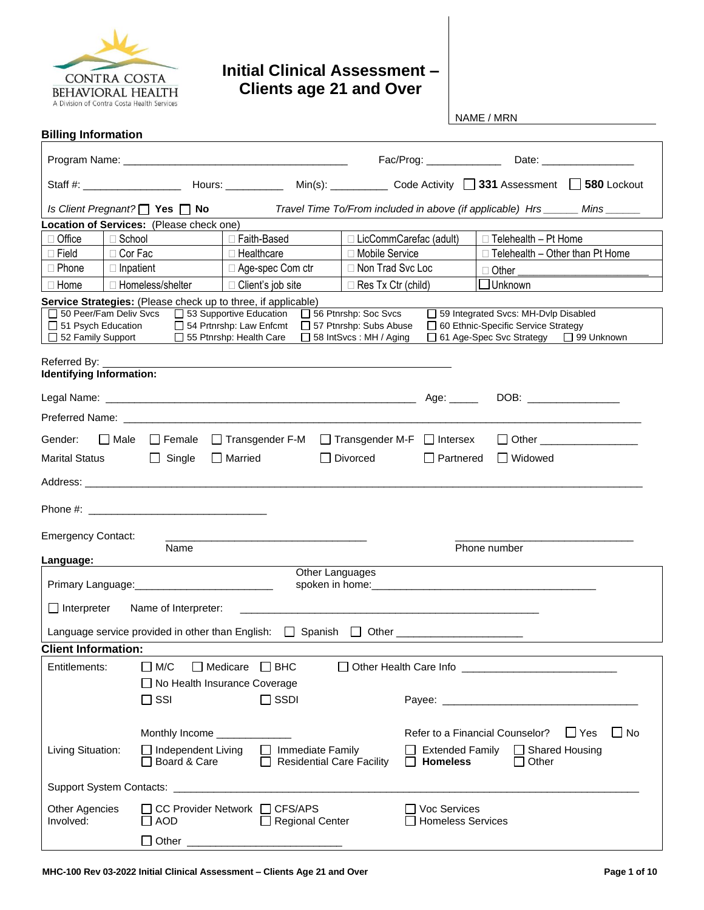CONTRA COSTA BEHAVIORAL HEALTH
A Division of Contra Costa Health Services

# Initial Clinical Assessment – Clients age 21 and Over

NAME / MRN

## Billing Information

Program Name: ______________________________________ Fac/Prog: _____________ Date: ________________

Staff #: _________________ Hours: __________ Min(s): __________ Code Activity ☐ **331** Assessment ☐ **580** Lockout

*Is Client Pregnant?* ☐ **Yes** ☐ **No** *Travel Time To/From included in above (if applicable) Hrs ______ Mins ______*

**Location of Services:** (Please check one)

| | | | | |
|---|---|---|---|---|
| ☐ Office | ☐ School | ☐ Faith-Based | ☐ LicCommCarefac (adult) | ☐ Telehealth – Pt Home |
| ☐ Field | ☐ Cor Fac | ☐ Healthcare | ☐ Mobile Service | ☐ Telehealth – Other than Pt Home |
| ☐ Phone | ☐ Inpatient | ☐ Age-spec Com ctr | ☐ Non Trad Svc Loc | ☐ Other ________________ |
| ☐ Home | ☐ Homeless/shelter | ☐ Client's job site | ☐ Res Tx Ctr (child) | ☐ Unknown |

**Service Strategies:** (Please check up to three, if applicable)

| | | | |
|---|---|---|---|
| ☐ 50 Peer/Fam Deliv Svcs | ☐ 53 Supportive Education | ☐ 56 Ptnrshp: Soc Svcs | ☐ 59 Integrated Svcs: MH-Dvlp Disabled |
| ☐ 51 Psych Education | ☐ 54 Prtnrshp: Law Enfcmt | ☐ 57 Ptnrshp: Subs Abuse | ☐ 60 Ethnic-Specific Service Strategy |
| ☐ 52 Family Support | ☐ 55 Ptnrshp: Health Care | ☐ 58 IntSvcs : MH / Aging | ☐ 61 Age-Spec Svc Strategy ☐ 99 Unknown |

Referred By: ____________________________________________________________

## Identifying Information:

Legal Name: _______________________________________________________ Age: _____ DOB: ________________

Preferred Name: ______________________________________________________________________________

Gender: ☐ Male ☐ Female ☐ Transgender F-M ☐ Transgender M-F ☐ Intersex ☐ Other ________________

Marital Status ☐ Single ☐ Married ☐ Divorced ☐ Partnered ☐ Widowed

Address: ______________________________________________________________________________

Phone #: ______________________________

Emergency Contact: ___________________________________ (Name) _______________________________ (Phone number)

## Language:

Primary Language:________________________ Other Languages spoken in home:________________________________________

☐ Interpreter Name of Interpreter: __________________________________________________

Language service provided in other than English: ☐ Spanish ☐ Other _____________________

## Client Information:

Entitlements: ☐ M/C ☐ Medicare ☐ BHC ☐ Other Health Care Info __________________________

☐ No Health Insurance Coverage

☐ SSI ☐ SSDI Payee: _________________________________

Monthly Income _____________ Refer to a Financial Counselor? ☐ Yes ☐ No

Living Situation: ☐ Independent Living ☐ Immediate Family ☐ Extended Family ☐ Shared Housing ☐ Board & Care ☐ Residential Care Facility ☐ **Homeless** ☐ Other

Support System Contacts: _______________________________________________________________________________

Other Agencies Involved: ☐ CC Provider Network ☐ CFS/APS ☐ Voc Services ☐ AOD ☐ Regional Center ☐ Homeless Services ☐ Other __________________________

**MHC-100 Rev 03-2022 Initial Clinical Assessment – Clients Age 21 and Over**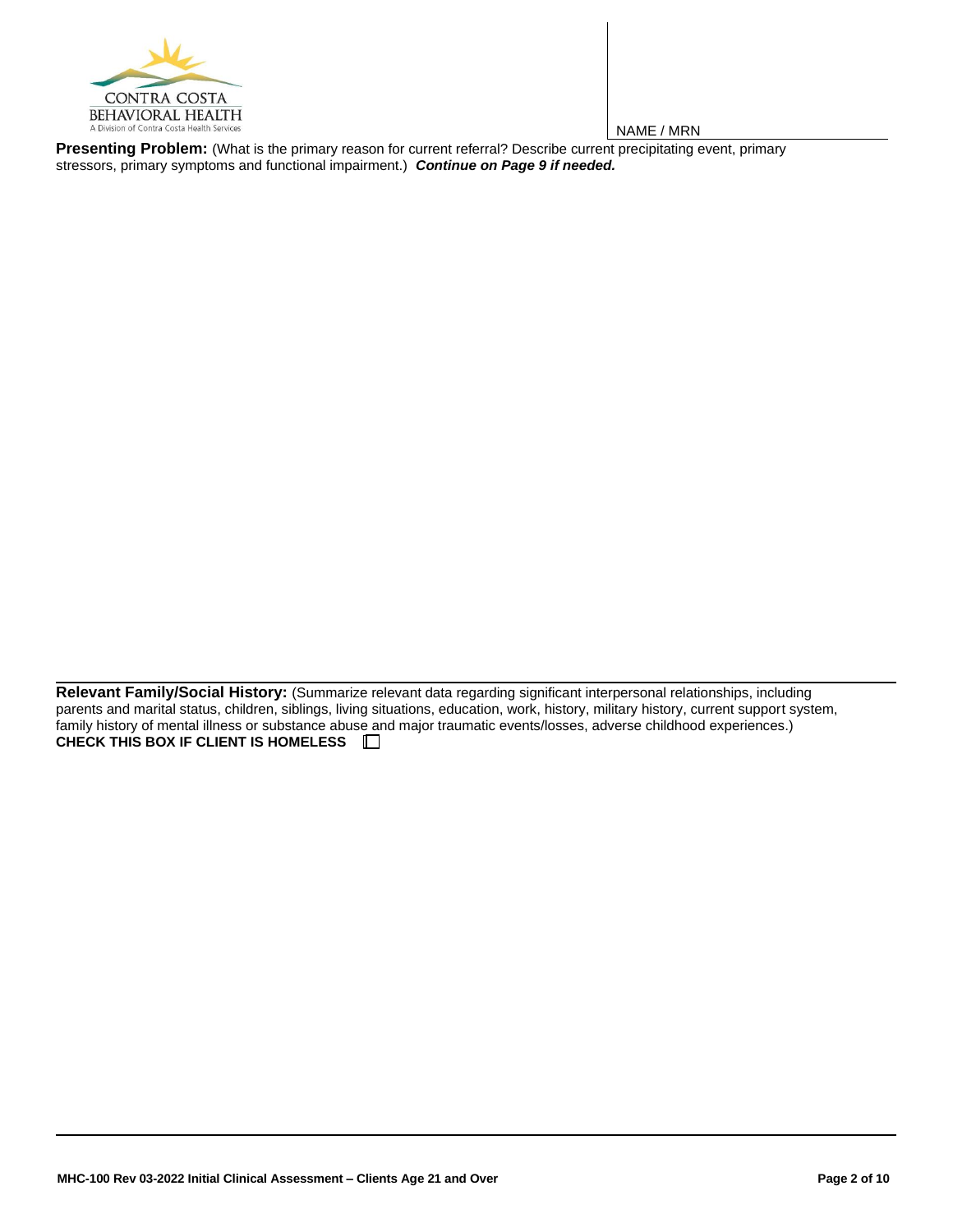CONTRA COSTA
BEHAVIORAL HEALTH
A Division of Contra Costa Health Services

NAME / MRN

**Presenting Problem:** (What is the primary reason for current referral? Describe current precipitating event, primary stressors, primary symptoms and functional impairment.) ***Continue on Page 9 if needed.***

**Relevant Family/Social History:** (Summarize relevant data regarding significant interpersonal relationships, including parents and marital status, children, siblings, living situations, education, work, history, military history, current support system, family history of mental illness or substance abuse and major traumatic events/losses, adverse childhood experiences.)

**CHECK THIS BOX IF CLIENT IS HOMELESS** ☐

MHC-100 Rev 03-2022 Initial Clinical Assessment – Clients Age 21 and Over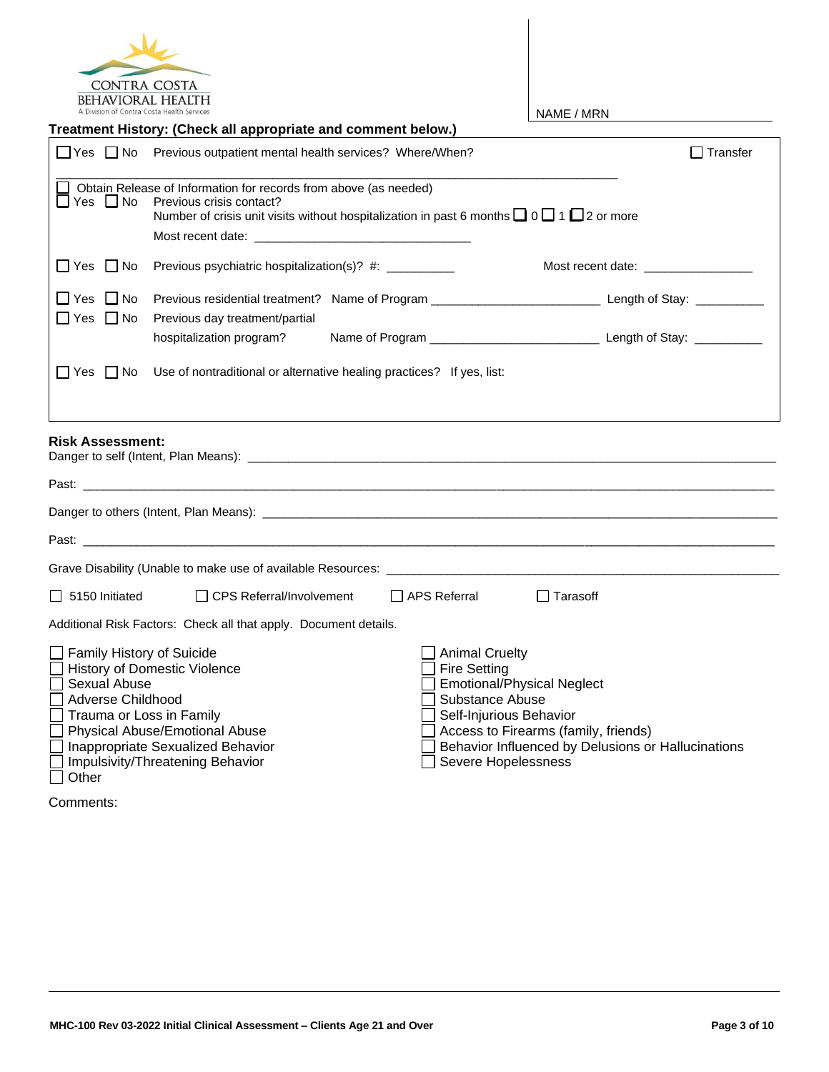CONTRA COSTA BEHAVIORAL HEALTH
A Division of Contra Costa Health Services

NAME / MRN

**Treatment History: (Check all appropriate and comment below.)**

☐ Yes ☐ No Previous outpatient mental health services? Where/When? ☐ Transfer

________________________________________________________________________________

☐ Obtain Release of Information for records from above (as needed)

☐ Yes ☐ No Previous crisis contact?
Number of crisis unit visits without hospitalization in past 6 months ☐ 0 ☐ 1 ☐ 2 or more
Most recent date: ______________________________

☐ Yes ☐ No Previous psychiatric hospitalization(s)? #: _________ Most recent date: _______________

☐ Yes ☐ No Previous residential treatment? Name of Program _______________________ Length of Stay: _________

☐ Yes ☐ No Previous day treatment/partial hospitalization program? Name of Program _______________________ Length of Stay: _________

☐ Yes ☐ No Use of nontraditional or alternative healing practices? If yes, list:

**Risk Assessment:**

Danger to self (Intent, Plan Means): ________________________________________________________________

Past: ________________________________________________________________________________

Danger to others (Intent, Plan Means): ______________________________________________________________

Past: ________________________________________________________________________________

Grave Disability (Unable to make use of available Resources: ______________________________________________

☐ 5150 Initiated ☐ CPS Referral/Involvement ☐ APS Referral ☐ Tarasoff

Additional Risk Factors: Check all that apply. Document details.

☐ Family History of Suicide
☐ History of Domestic Violence
☐ Sexual Abuse
☐ Adverse Childhood
☐ Trauma or Loss in Family
☐ Physical Abuse/Emotional Abuse
☐ Inappropriate Sexualized Behavior
☐ Impulsivity/Threatening Behavior
☐ Other
☐ Animal Cruelty
☐ Fire Setting
☐ Emotional/Physical Neglect
☐ Substance Abuse
☐ Self-Injurious Behavior
☐ Access to Firearms (family, friends)
☐ Behavior Influenced by Delusions or Hallucinations
☐ Severe Hopelessness

Comments:

MHC-100 Rev 03-2022 Initial Clinical Assessment – Clients Age 21 and Over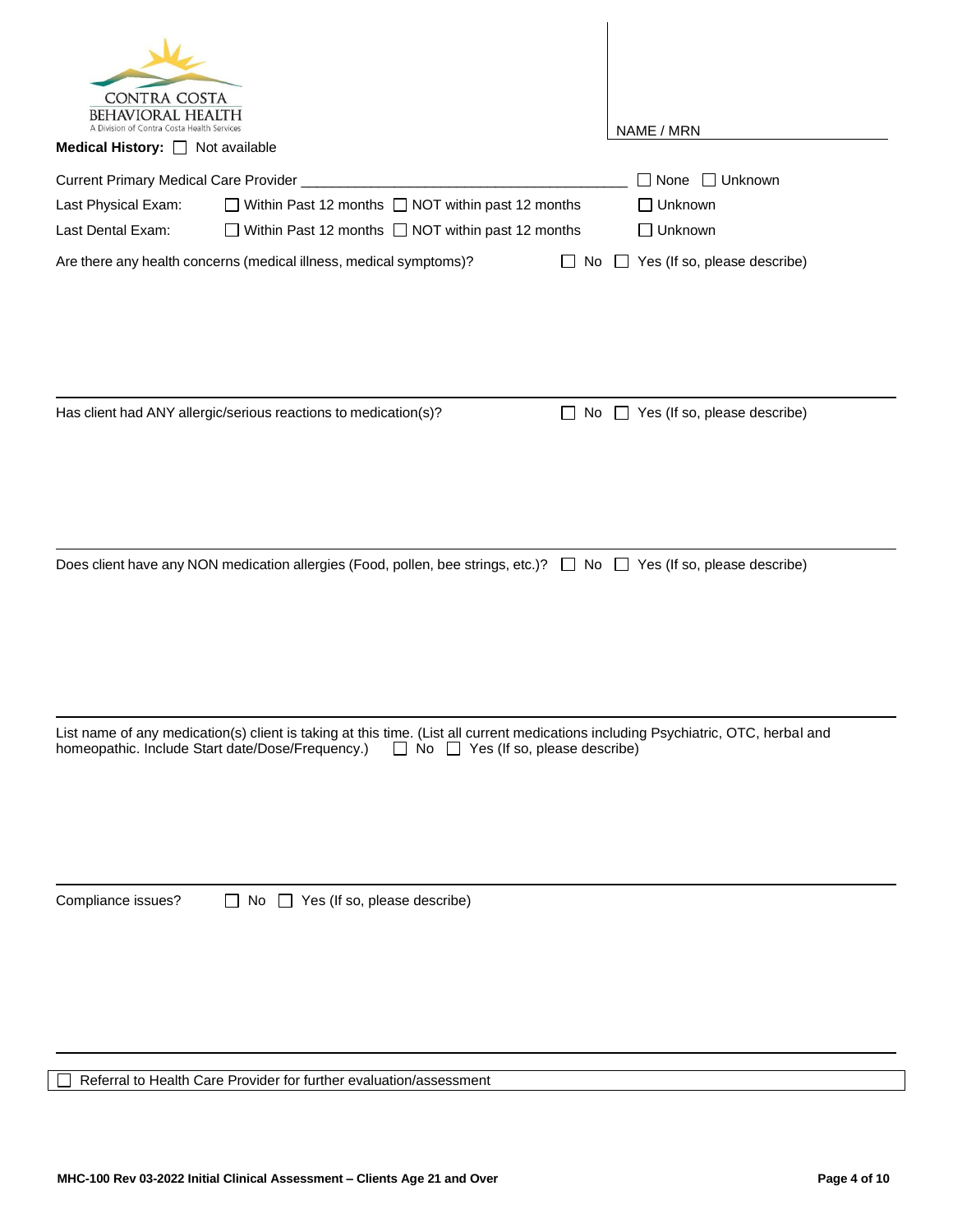CONTRA COSTA
BEHAVIORAL HEALTH
A Division of Contra Costa Health Services

NAME / MRN

**Medical History:** ☐ Not available

Current Primary Medical Care Provider ________________________________________ ☐ None ☐ Unknown

Last Physical Exam: ☐ Within Past 12 months ☐ NOT within past 12 months ☐ Unknown

Last Dental Exam: ☐ Within Past 12 months ☐ NOT within past 12 months ☐ Unknown

Are there any health concerns (medical illness, medical symptoms)? ☐ No ☐ Yes (If so, please describe)

---

Has client had ANY allergic/serious reactions to medication(s)? ☐ No ☐ Yes (If so, please describe)

---

Does client have any NON medication allergies (Food, pollen, bee strings, etc.)? ☐ No ☐ Yes (If so, please describe)

---

List name of any medication(s) client is taking at this time. (List all current medications including Psychiatric, OTC, herbal and homeopathic. Include Start date/Dose/Frequency.) ☐ No ☐ Yes (If so, please describe)

---

Compliance issues? ☐ No ☐ Yes (If so, please describe)

---

☐ Referral to Health Care Provider for further evaluation/assessment

MHC-100 Rev 03-2022 Initial Clinical Assessment – Clients Age 21 and Over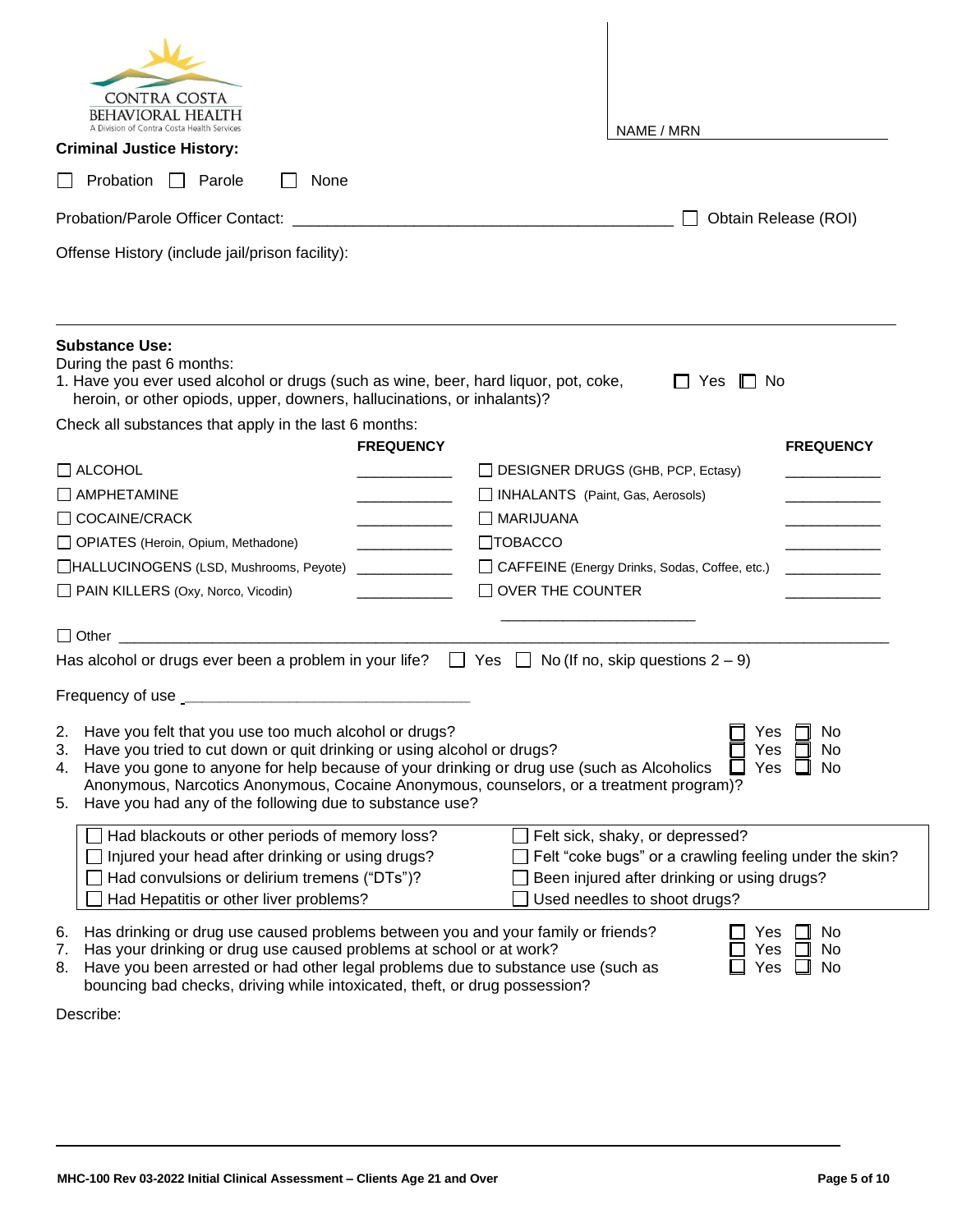CONTRA COSTA
BEHAVIORAL HEALTH
A Division of Contra Costa Health Services

NAME / MRN

**Criminal Justice History:**

☐ Probation ☐ Parole ☐ None

Probation/Parole Officer Contact: ____________________________________________ ☐ Obtain Release (ROI)

Offense History (include jail/prison facility):

---

**Substance Use:**

During the past 6 months:

1. Have you ever used alcohol or drugs (such as wine, beer, hard liquor, pot, coke, heroin, or other opiods, upper, downers, hallucinations, or inhalants)? ☐ Yes ☐ No

Check all substances that apply in the last 6 months:

| Substance | FREQUENCY | Substance | FREQUENCY |
|---|---|---|---|
| ☐ ALCOHOL | ___________ | ☐ DESIGNER DRUGS (GHB, PCP, Ectasy) | ___________ |
| ☐ AMPHETAMINE | ___________ | ☐ INHALANTS (Paint, Gas, Aerosols) | ___________ |
| ☐ COCAINE/CRACK | ___________ | ☐ MARIJUANA | ___________ |
| ☐ OPIATES (Heroin, Opium, Methadone) | ___________ | ☐ TOBACCO | ___________ |
| ☐ HALLUCINOGENS (LSD, Mushrooms, Peyote) | ___________ | ☐ CAFFEINE (Energy Drinks, Sodas, Coffee, etc.) | ___________ |
| ☐ PAIN KILLERS (Oxy, Norco, Vicodin) | ___________ | ☐ OVER THE COUNTER ______________________ | ___________ |

☐ Other ______________________________________________________________________________

Has alcohol or drugs ever been a problem in your life? ☐ Yes ☐ No (If no, skip questions 2 – 9)

Frequency of use ________________________________

2. Have you felt that you use too much alcohol or drugs? ☐ Yes ☐ No
3. Have you tried to cut down or quit drinking or using alcohol or drugs? ☐ Yes ☐ No
4. Have you gone to anyone for help because of your drinking or drug use (such as Alcoholics Anonymous, Narcotics Anonymous, Cocaine Anonymous, counselors, or a treatment program)? ☐ Yes ☐ No
5. Have you had any of the following due to substance use?

| | |
|---|---|
| ☐ Had blackouts or other periods of memory loss? | ☐ Felt sick, shaky, or depressed? |
| ☐ Injured your head after drinking or using drugs? | ☐ Felt "coke bugs" or a crawling feeling under the skin? |
| ☐ Had convulsions or delirium tremens ("DTs")? | ☐ Been injured after drinking or using drugs? |
| ☐ Had Hepatitis or other liver problems? | ☐ Used needles to shoot drugs? |

6. Has drinking or drug use caused problems between you and your family or friends? ☐ Yes ☐ No
7. Has your drinking or drug use caused problems at school or at work? ☐ Yes ☐ No
8. Have you been arrested or had other legal problems due to substance use (such as bouncing bad checks, driving while intoxicated, theft, or drug possession? ☐ Yes ☐ No

Describe:

---

MHC-100 Rev 03-2022 Initial Clinical Assessment – Clients Age 21 and Over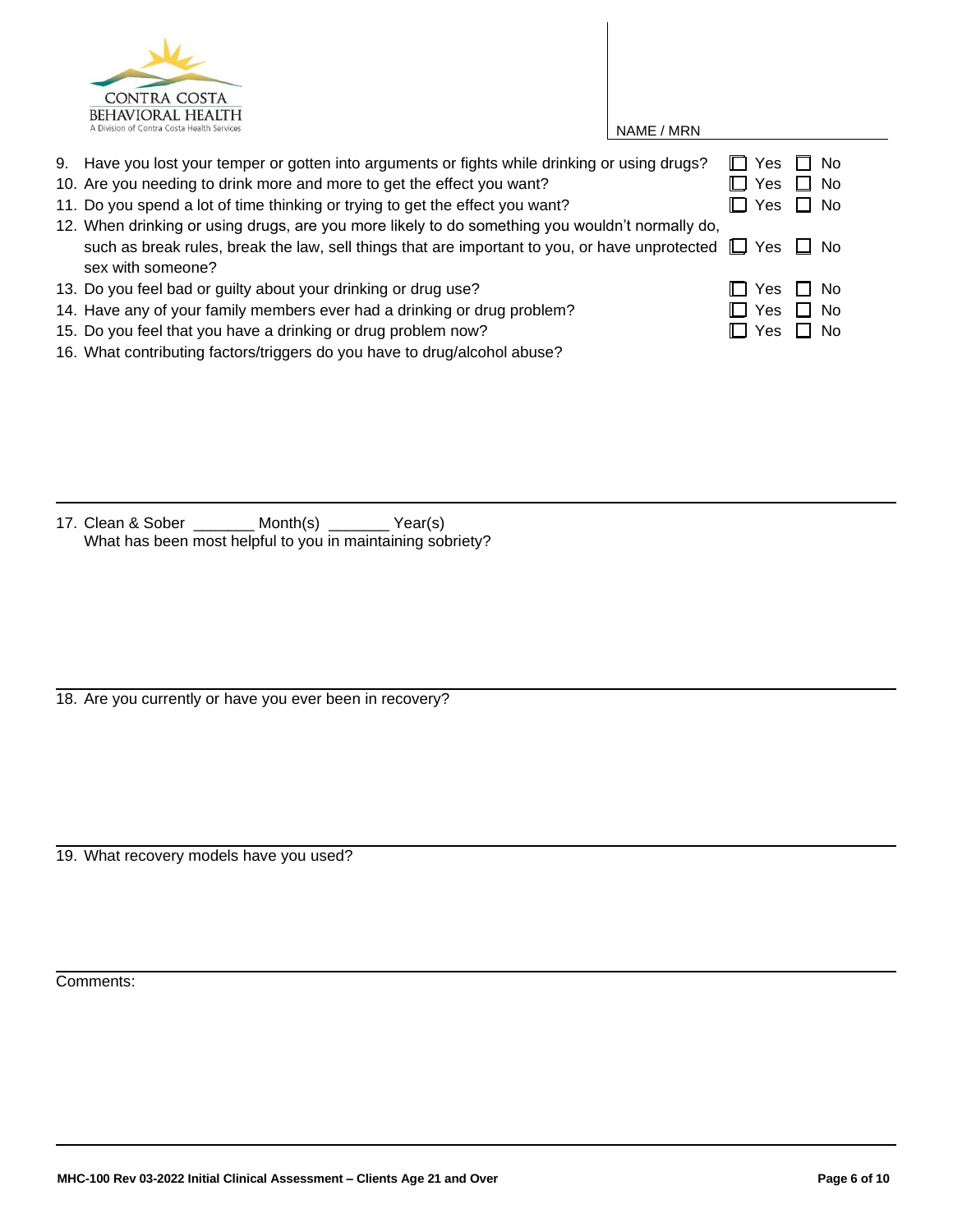CONTRA COSTA BEHAVIORAL HEALTH
A Division of Contra Costa Health Services

NAME / MRN

9. Have you lost your temper or gotten into arguments or fights while drinking or using drugs? ☐ Yes ☐ No
10. Are you needing to drink more and more to get the effect you want? ☐ Yes ☐ No
11. Do you spend a lot of time thinking or trying to get the effect you want? ☐ Yes ☐ No
12. When drinking or using drugs, are you more likely to do something you wouldn't normally do, such as break rules, break the law, sell things that are important to you, or have unprotected sex with someone? ☐ Yes ☐ No
13. Do you feel bad or guilty about your drinking or drug use? ☐ Yes ☐ No
14. Have any of your family members ever had a drinking or drug problem? ☐ Yes ☐ No
15. Do you feel that you have a drinking or drug problem now? ☐ Yes ☐ No
16. What contributing factors/triggers do you have to drug/alcohol abuse?

---

17. Clean & Sober _______ Month(s) _______ Year(s)
    What has been most helpful to you in maintaining sobriety?

---

18. Are you currently or have you ever been in recovery?

---

19. What recovery models have you used?

---

Comments:

---

MHC-100 Rev 03-2022 Initial Clinical Assessment – Clients Age 21 and Over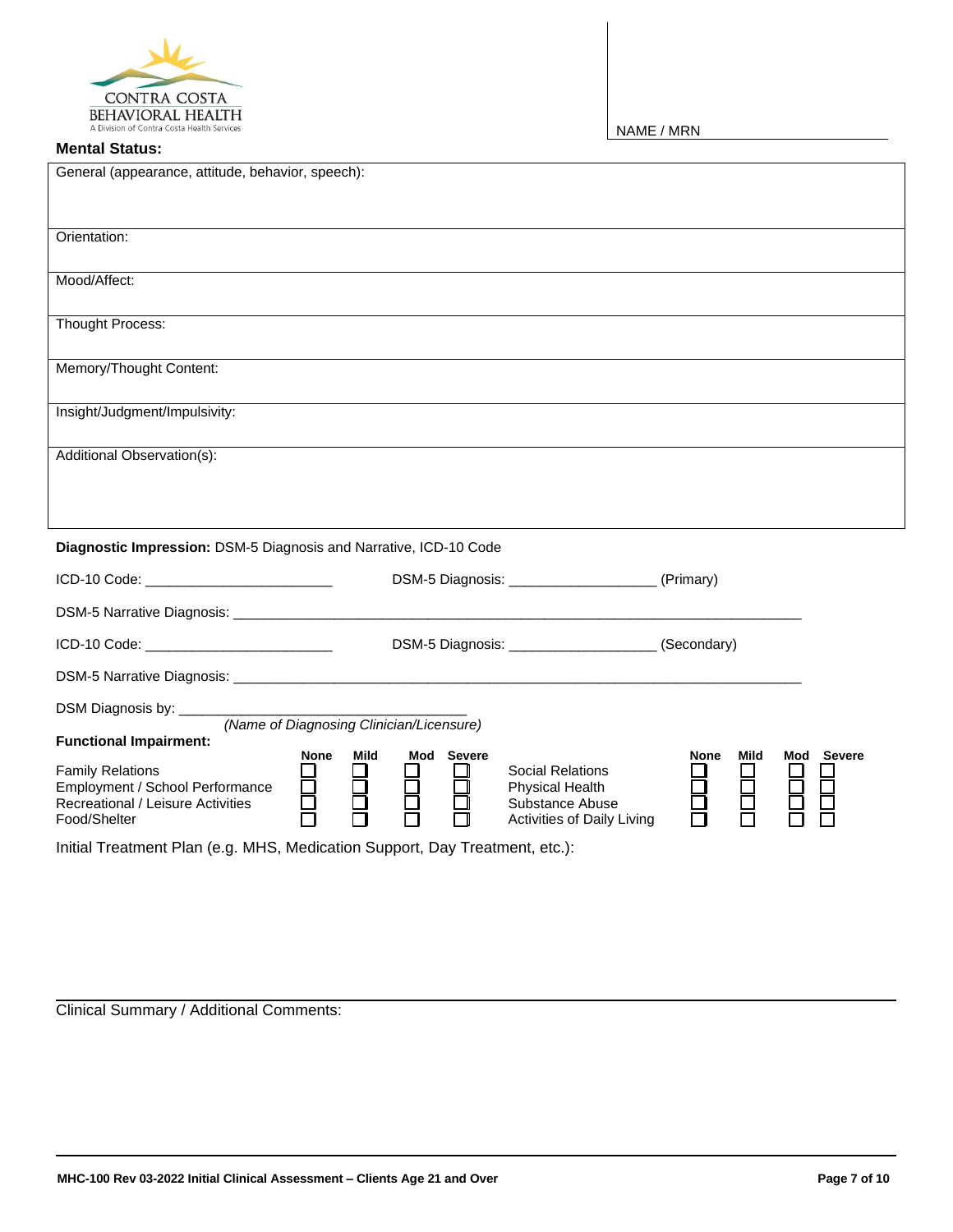CONTRA COSTA BEHAVIORAL HEALTH
A Division of Contra Costa Health Services

NAME / MRN

**Mental Status:**

| |
|---|
| General (appearance, attitude, behavior, speech): |
| Orientation: |
| Mood/Affect: |
| Thought Process: |
| Memory/Thought Content: |
| Insight/Judgment/Impulsivity: |
| Additional Observation(s): |

**Diagnostic Impression:** DSM-5 Diagnosis and Narrative, ICD-10 Code

ICD-10 Code: ________________________ DSM-5 Diagnosis: ___________________ (Primary)

DSM-5 Narrative Diagnosis: ________________________________________________________________________________

ICD-10 Code: ________________________ DSM-5 Diagnosis: ___________________ (Secondary)

DSM-5 Narrative Diagnosis: ________________________________________________________________________________

DSM Diagnosis by: _____________________________________
*(Name of Diagnosing Clinician/Licensure)*

**Functional Impairment:**

| | None | Mild | Mod | Severe | | None | Mild | Mod | Severe |
|---|---|---|---|---|---|---|---|---|---|
| Family Relations | ☐ | ☐ | ☐ | ☐ | Social Relations | ☐ | ☐ | ☐ | ☐ |
| Employment / School Performance | ☐ | ☐ | ☐ | ☐ | Physical Health | ☐ | ☐ | ☐ | ☐ |
| Recreational / Leisure Activities | ☐ | ☐ | ☐ | ☐ | Substance Abuse | ☐ | ☐ | ☐ | ☐ |
| Food/Shelter | ☐ | ☐ | ☐ | ☐ | Activities of Daily Living | ☐ | ☐ | ☐ | ☐ |

Initial Treatment Plan (e.g. MHS, Medication Support, Day Treatment, etc.):

Clinical Summary / Additional Comments:

**MHC-100 Rev 03-2022 Initial Clinical Assessment – Clients Age 21 and Over**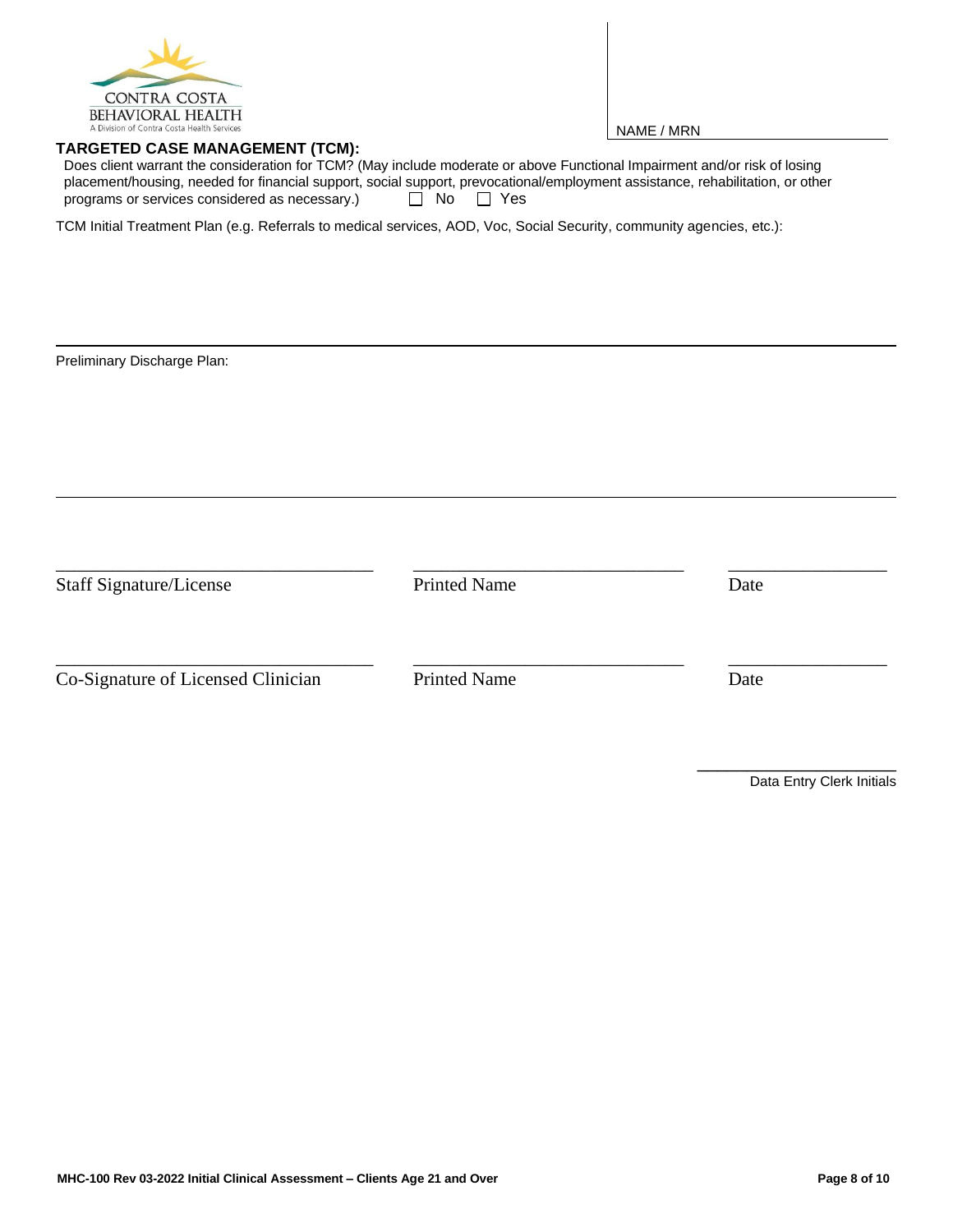CONTRA COSTA
BEHAVIORAL HEALTH
A Division of Contra Costa Health Services

NAME / MRN

## TARGETED CASE MANAGEMENT (TCM):

Does client warrant the consideration for TCM? (May include moderate or above Functional Impairment and/or risk of losing placement/housing, needed for financial support, social support, prevocational/employment assistance, rehabilitation, or other programs or services considered as necessary.) ☐ No ☐ Yes

TCM Initial Treatment Plan (e.g. Referrals to medical services, AOD, Voc, Social Security, community agencies, etc.):

Preliminary Discharge Plan:

| Staff Signature/License | Printed Name | Date |
|---|---|---|
| Co-Signature of Licensed Clinician | Printed Name | Date |

Data Entry Clerk Initials

MHC-100 Rev 03-2022 Initial Clinical Assessment – Clients Age 21 and Over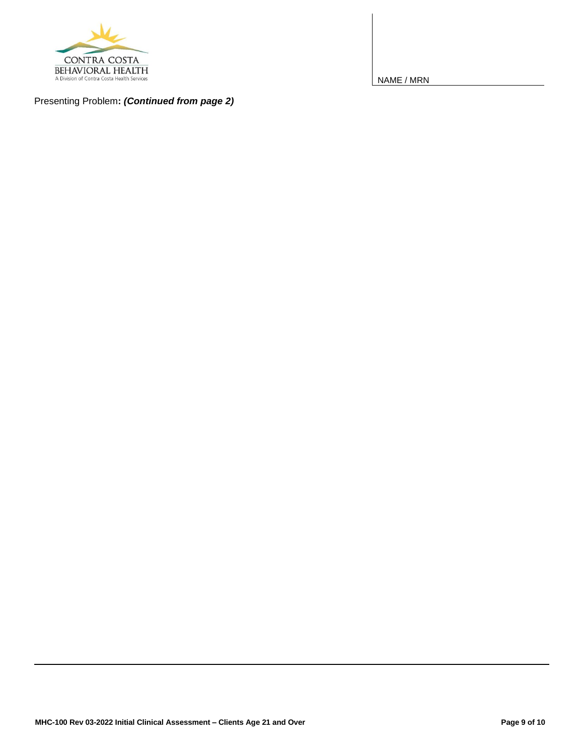CONTRA COSTA
BEHAVIORAL HEALTH
A Division of Contra Costa Health Services

NAME / MRN

Presenting Problem**: *(Continued from page 2)***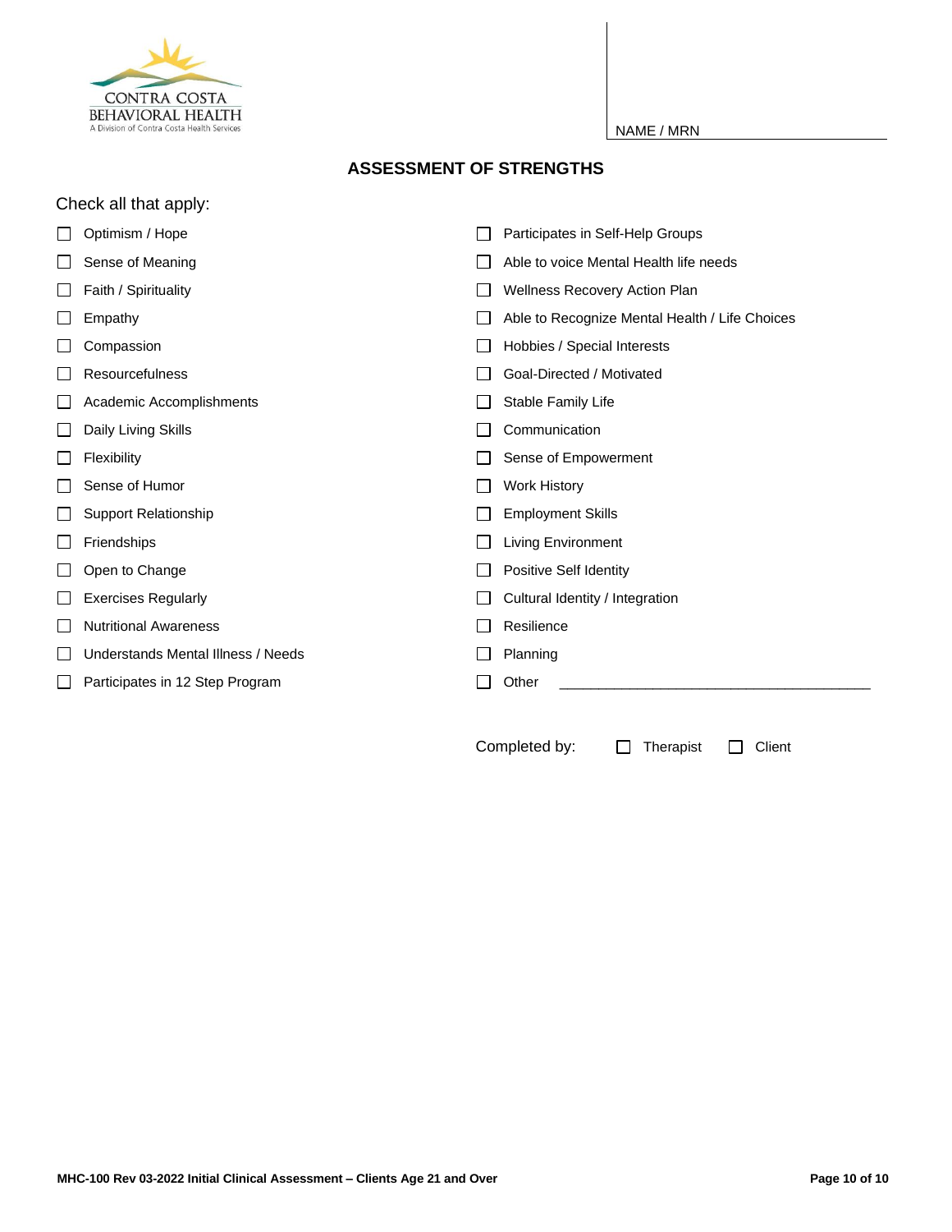CONTRA COSTA
BEHAVIORAL HEALTH
A Division of Contra Costa Health Services

NAME / MRN

## ASSESSMENT OF STRENGTHS

Check all that apply:

- ☐ Optimism / Hope
- ☐ Sense of Meaning
- ☐ Faith / Spirituality
- ☐ Empathy
- ☐ Compassion
- ☐ Resourcefulness
- ☐ Academic Accomplishments
- ☐ Daily Living Skills
- ☐ Flexibility
- ☐ Sense of Humor
- ☐ Support Relationship
- ☐ Friendships
- ☐ Open to Change
- ☐ Exercises Regularly
- ☐ Nutritional Awareness
- ☐ Understands Mental Illness / Needs
- ☐ Participates in 12 Step Program
- ☐ Participates in Self-Help Groups
- ☐ Able to voice Mental Health life needs
- ☐ Wellness Recovery Action Plan
- ☐ Able to Recognize Mental Health / Life Choices
- ☐ Hobbies / Special Interests
- ☐ Goal-Directed / Motivated
- ☐ Stable Family Life
- ☐ Communication
- ☐ Sense of Empowerment
- ☐ Work History
- ☐ Employment Skills
- ☐ Living Environment
- ☐ Positive Self Identity
- ☐ Cultural Identity / Integration
- ☐ Resilience
- ☐ Planning
- ☐ Other ________________________________________

Completed by: ☐ Therapist ☐ Client

MHC-100 Rev 03-2022 Initial Clinical Assessment – Clients Age 21 and Over